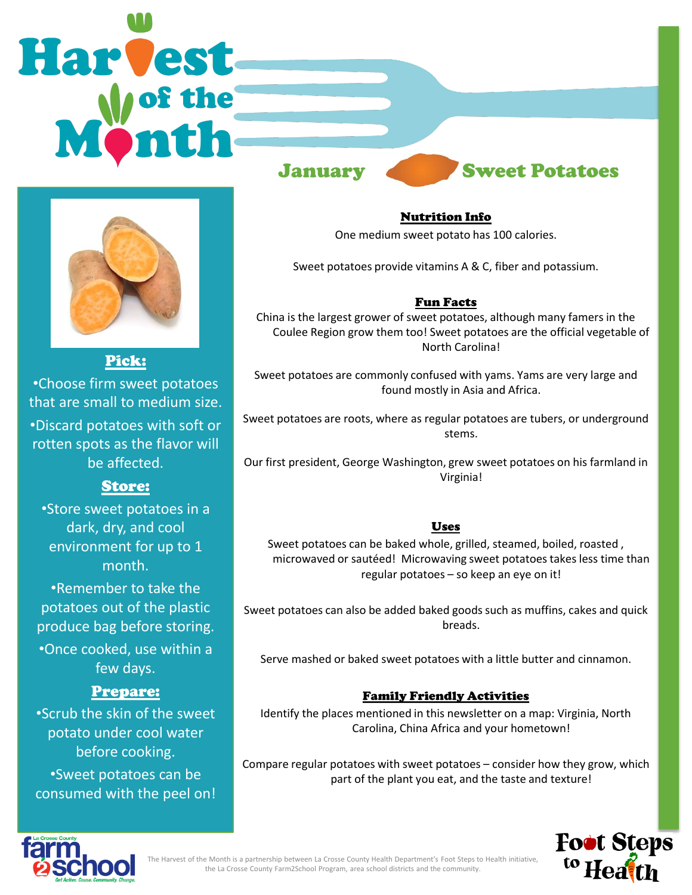# Harvest of the Month

## January — Sweet Potatoes

### Pick:

•Choose firm sweet potatoes that are small to medium size.

•Discard potatoes with soft or rotten spots as the flavor will be affected.

### Store:

•Store sweet potatoes in a dark, dry, and cool environment for up to 1 month.

•Remember to take the potatoes out of the plastic produce bag before storing.

•Once cooked, use within a few days.

### Prepare:

•Scrub the skin of the sweet potato under cool water before cooking.

•Sweet potatoes can be consumed with the peel on!

### Nutrition Info

One medium sweet potato has 100 calories.

Sweet potatoes provide vitamins A & C, fiber and potassium.

### Fun Facts

China is the largest grower of sweet potatoes, although many famers in the Coulee Region grow them too! Sweet potatoes are the official vegetable of North Carolina!

Sweet potatoes are commonly confused with yams. Yams are very large and found mostly in Asia and Africa.

Sweet potatoes are roots, where as regular potatoes are tubers, or underground stems.

Our first president, George Washington, grew sweet potatoes on his farmland in Virginia!

### Uses

Sweet potatoes can be baked whole, grilled, steamed, boiled, roasted , microwaved or sautéed! Microwaving sweet potatoes takes less time than regular potatoes – so keep an eye on it!

Sweet potatoes can also be added baked goods such as muffins, cakes and quick breads.

Serve mashed or baked sweet potatoes with a little butter and cinnamon.

### Family Friendly Activities

Identify the places mentioned in this newsletter on a map: Virginia, North Carolina, China Africa and your hometown!

Compare regular potatoes with sweet potatoes – consider how they grow, which part of the plant you eat, and the taste and texture!

La Crosse County farm2school — Get Active. Cause. Community. Change.

The Harvest of the Month is a partnership between La Crosse County Health Department's Foot Steps to Health initiative, the La Crosse County Farm2School Program, area school districts and the community.

Foot Steps to Health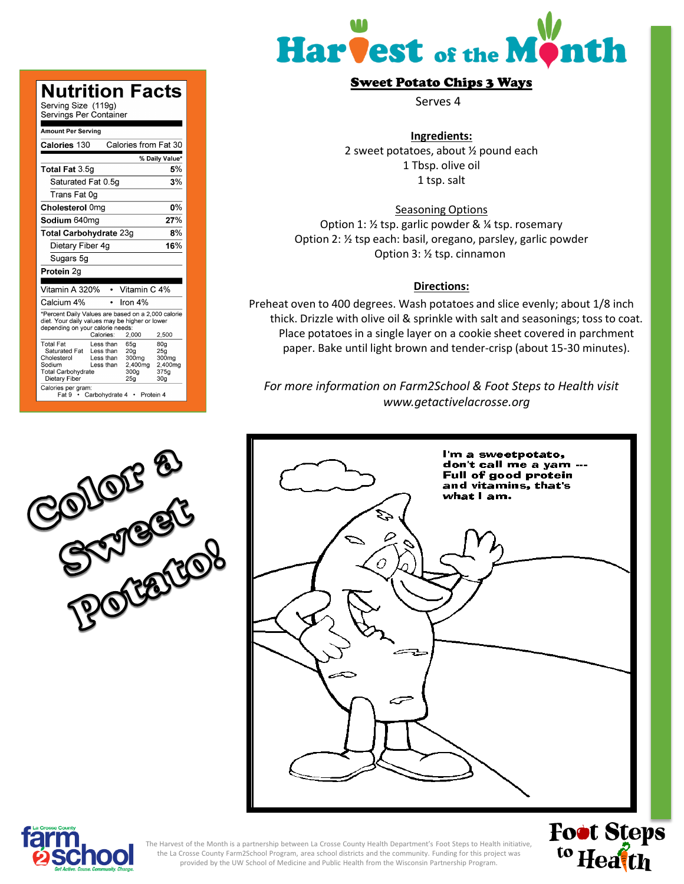# Harvest of the Month

## Sweet Potato Chips 3 Ways

Serves 4

**Ingredients:**

2 sweet potatoes, about ½ pound each
1 Tbsp. olive oil
1 tsp. salt

Seasoning Options

Option 1: ½ tsp. garlic powder & ¼ tsp. rosemary
Option 2: ½ tsp each: basil, oregano, parsley, garlic powder
Option 3: ½ tsp. cinnamon

**Directions:**

Preheat oven to 400 degrees. Wash potatoes and slice evenly; about 1/8 inch thick. Drizzle with olive oil & sprinkle with salt and seasonings; toss to coat. Place potatoes in a single layer on a cookie sheet covered in parchment paper. Bake until light brown and tender-crisp (about 15-30 minutes).

*For more information on Farm2School & Foot Steps to Health visit www.getactivelacrosse.org*

## Nutrition Facts

Serving Size (119g)
Servings Per Container

| Amount Per Serving | |
|---|---|
| **Calories** 130 | Calories from Fat 30 |
| | % Daily Value* |
| **Total Fat** 3.5g | 5% |
| Saturated Fat 0.5g | 3% |
| Trans Fat 0g | |
| **Cholesterol** 0mg | 0% |
| **Sodium** 640mg | 27% |
| **Total Carbohydrate** 23g | 8% |
| Dietary Fiber 4g | 16% |
| Sugars 5g | |
| **Protein** 2g | |

Vitamin A 320% • Vitamin C 4%
Calcium 4% • Iron 4%

*Percent Daily Values are based on a 2,000 calorie diet. Your daily values may be higher or lower depending on your calorie needs:

| | | Calories: | 2,000 | 2,500 |
|---|---|---|---|---|
| Total Fat | Less than | | 65g | 80g |
| Saturated Fat | Less than | | 20g | 25g |
| Cholesterol | Less than | | 300mg | 300mg |
| Sodium | Less than | | 2,400mg | 2,400mg |
| Total Carbohydrate | | | 300g | 375g |
| Dietary Fiber | | | 25g | 30g |

Calories per gram:
Fat 9 • Carbohydrate 4 • Protein 4

## Color a Sweet Potato!

I'm a sweetpotato, don't call me a yam --- Full of good protein and vitamins, that's what I am.

La Crosse County farm 2 school — Get Active. Cause. Community. Change.

The Harvest of the Month is a partnership between La Crosse County Health Department's Foot Steps to Health initiative, the La Crosse County Farm2School Program, area school districts and the community. Funding for this project was provided by the UW School of Medicine and Public Health from the Wisconsin Partnership Program.

Foot Steps to Health